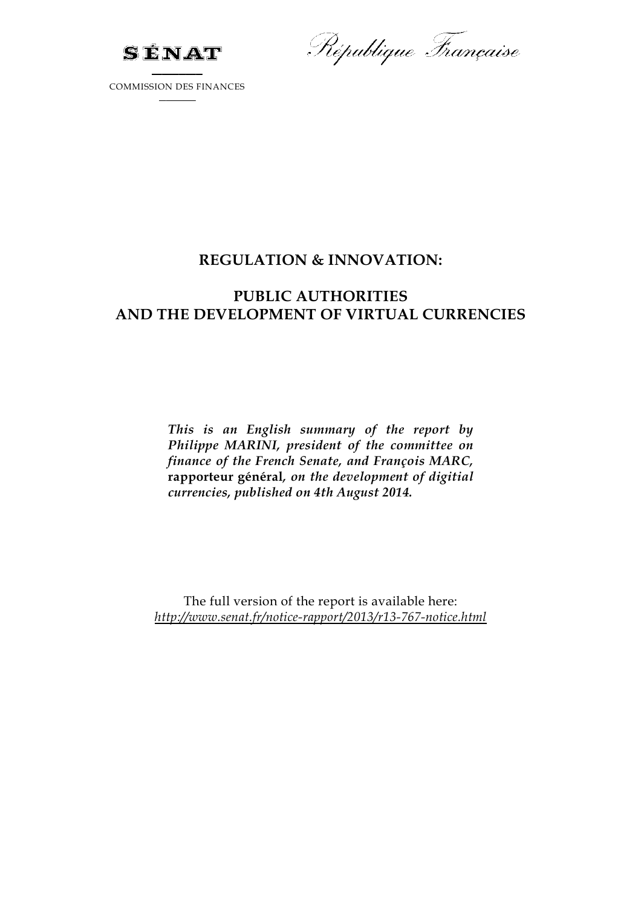SÉNAT

République Française

COMMISSION DES FINANCES

# REGULATION & INNOVATION:

# PUBLIC AUTHORITIES AND THE DEVELOPMENT OF VIRTUAL CURRENCIES

*This is an English summary of the report by Philippe MARINI, president of the committee on finance of the French Senate, and François MARC,* **rapporteur général***, on the development of digitial currencies, published on 4th August 2014.*

The full version of the report is available here:
*http://www.senat.fr/notice-rapport/2013/r13-767-notice.html*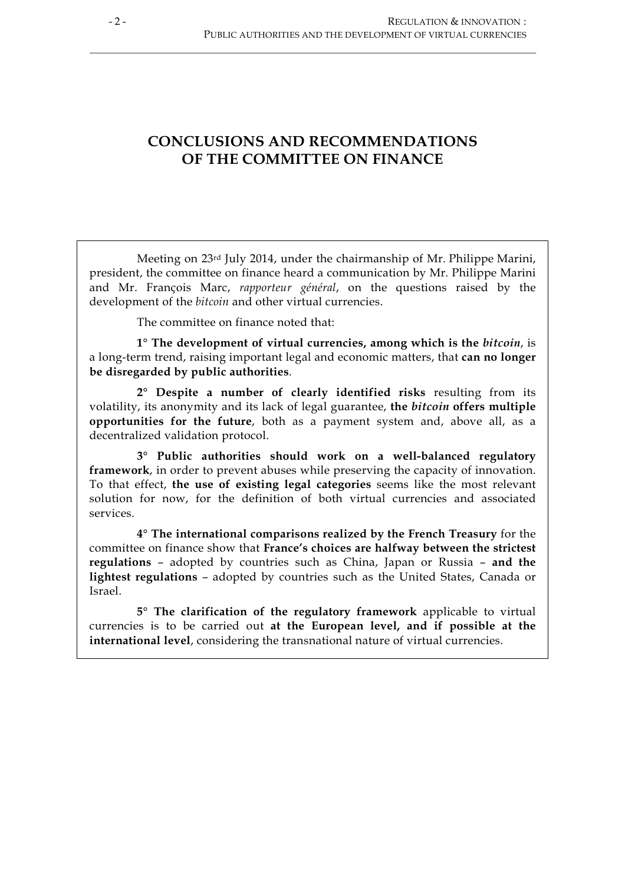# CONCLUSIONS AND RECOMMENDATIONS OF THE COMMITTEE ON FINANCE

Meeting on 23rd July 2014, under the chairmanship of Mr. Philippe Marini, president, the committee on finance heard a communication by Mr. Philippe Marini and Mr. François Marc, *rapporteur général*, on the questions raised by the development of the *bitcoin* and other virtual currencies.

The committee on finance noted that:

**1° The development of virtual currencies, among which is the *bitcoin***, is a long-term trend, raising important legal and economic matters, that **can no longer be disregarded by public authorities**.

**2° Despite a number of clearly identified risks** resulting from its volatility, its anonymity and its lack of legal guarantee, **the *bitcoin* offers multiple opportunities for the future**, both as a payment system and, above all, as a decentralized validation protocol.

**3° Public authorities should work on a well-balanced regulatory framework**, in order to prevent abuses while preserving the capacity of innovation. To that effect, **the use of existing legal categories** seems like the most relevant solution for now, for the definition of both virtual currencies and associated services.

**4° The international comparisons realized by the French Treasury** for the committee on finance show that **France's choices are halfway between the strictest regulations** – adopted by countries such as China, Japan or Russia – **and the lightest regulations** – adopted by countries such as the United States, Canada or Israel.

**5° The clarification of the regulatory framework** applicable to virtual currencies is to be carried out **at the European level, and if possible at the international level**, considering the transnational nature of virtual currencies.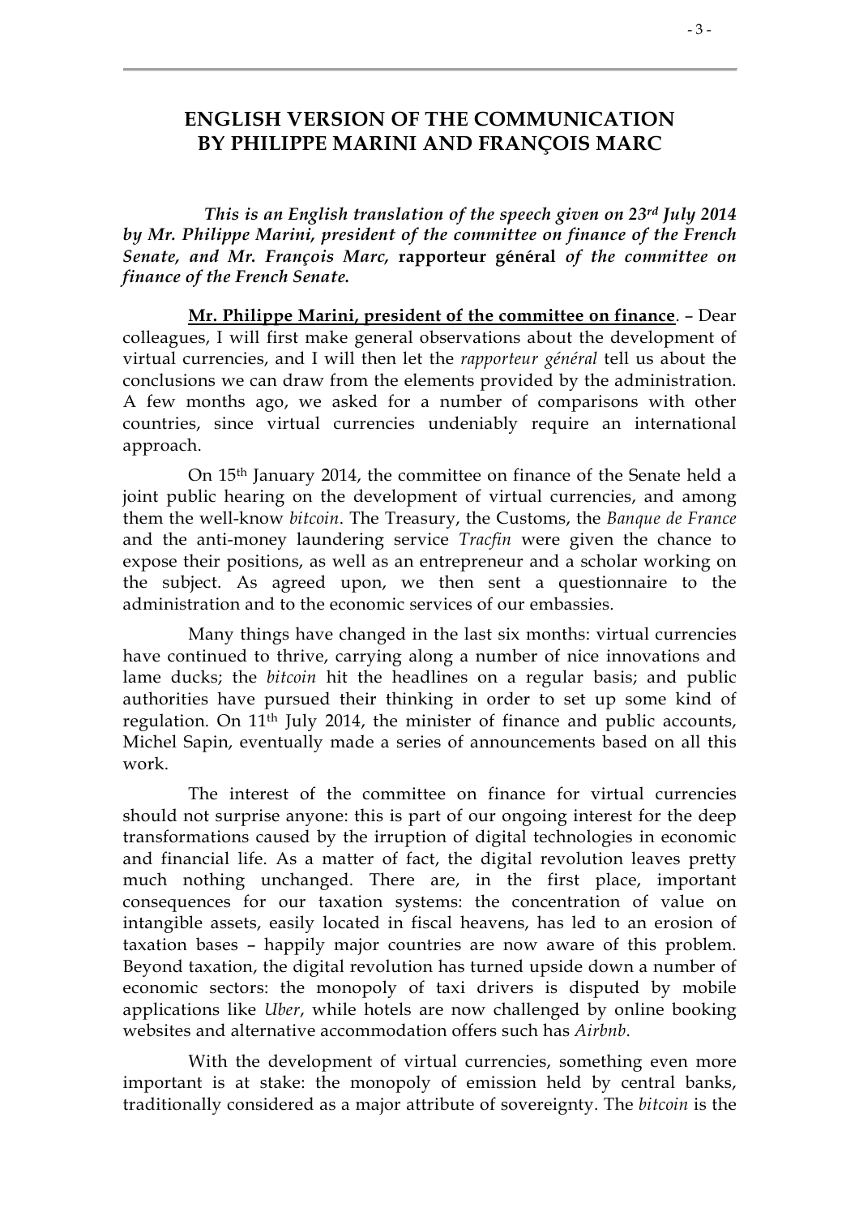## ENGLISH VERSION OF THE COMMUNICATION BY PHILIPPE MARINI AND FRANÇOIS MARC

***This is an English translation of the speech given on 23rd July 2014 by Mr. Philippe Marini, president of the committee on finance of the French Senate, and Mr. François Marc,*** **rapporteur général** ***of the committee on finance of the French Senate.***

**Mr. Philippe Marini, president of the committee on finance**. – Dear colleagues, I will first make general observations about the development of virtual currencies, and I will then let the *rapporteur général* tell us about the conclusions we can draw from the elements provided by the administration. A few months ago, we asked for a number of comparisons with other countries, since virtual currencies undeniably require an international approach.

On 15th January 2014, the committee on finance of the Senate held a joint public hearing on the development of virtual currencies, and among them the well-know *bitcoin*. The Treasury, the Customs, the *Banque de France* and the anti-money laundering service *Tracfin* were given the chance to expose their positions, as well as an entrepreneur and a scholar working on the subject. As agreed upon, we then sent a questionnaire to the administration and to the economic services of our embassies.

Many things have changed in the last six months: virtual currencies have continued to thrive, carrying along a number of nice innovations and lame ducks; the *bitcoin* hit the headlines on a regular basis; and public authorities have pursued their thinking in order to set up some kind of regulation. On 11th July 2014, the minister of finance and public accounts, Michel Sapin, eventually made a series of announcements based on all this work.

The interest of the committee on finance for virtual currencies should not surprise anyone: this is part of our ongoing interest for the deep transformations caused by the irruption of digital technologies in economic and financial life. As a matter of fact, the digital revolution leaves pretty much nothing unchanged. There are, in the first place, important consequences for our taxation systems: the concentration of value on intangible assets, easily located in fiscal heavens, has led to an erosion of taxation bases – happily major countries are now aware of this problem. Beyond taxation, the digital revolution has turned upside down a number of economic sectors: the monopoly of taxi drivers is disputed by mobile applications like *Uber*, while hotels are now challenged by online booking websites and alternative accommodation offers such has *Airbnb*.

With the development of virtual currencies, something even more important is at stake: the monopoly of emission held by central banks, traditionally considered as a major attribute of sovereignty. The *bitcoin* is the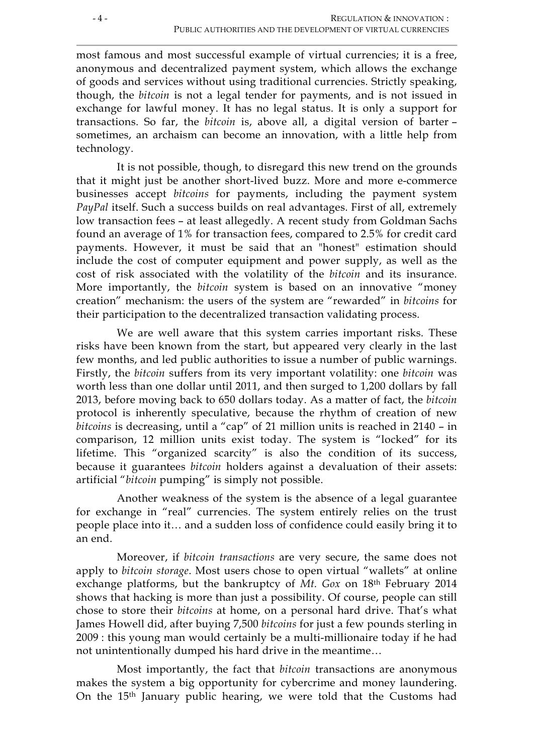most famous and most successful example of virtual currencies; it is a free, anonymous and decentralized payment system, which allows the exchange of goods and services without using traditional currencies. Strictly speaking, though, the *bitcoin* is not a legal tender for payments, and is not issued in exchange for lawful money. It has no legal status. It is only a support for transactions. So far, the *bitcoin* is, above all, a digital version of barter – sometimes, an archaism can become an innovation, with a little help from technology.

It is not possible, though, to disregard this new trend on the grounds that it might just be another short-lived buzz. More and more e-commerce businesses accept *bitcoins* for payments, including the payment system *PayPal* itself. Such a success builds on real advantages. First of all, extremely low transaction fees – at least allegedly. A recent study from Goldman Sachs found an average of 1% for transaction fees, compared to 2.5% for credit card payments. However, it must be said that an "honest" estimation should include the cost of computer equipment and power supply, as well as the cost of risk associated with the volatility of the *bitcoin* and its insurance. More importantly, the *bitcoin* system is based on an innovative "money creation" mechanism: the users of the system are "rewarded" in *bitcoins* for their participation to the decentralized transaction validating process.

We are well aware that this system carries important risks. These risks have been known from the start, but appeared very clearly in the last few months, and led public authorities to issue a number of public warnings. Firstly, the *bitcoin* suffers from its very important volatility: one *bitcoin* was worth less than one dollar until 2011, and then surged to 1,200 dollars by fall 2013, before moving back to 650 dollars today. As a matter of fact, the *bitcoin* protocol is inherently speculative, because the rhythm of creation of new *bitcoins* is decreasing, until a "cap" of 21 million units is reached in 2140 – in comparison, 12 million units exist today. The system is "locked" for its lifetime. This "organized scarcity" is also the condition of its success, because it guarantees *bitcoin* holders against a devaluation of their assets: artificial "*bitcoin* pumping" is simply not possible.

Another weakness of the system is the absence of a legal guarantee for exchange in "real" currencies. The system entirely relies on the trust people place into it… and a sudden loss of confidence could easily bring it to an end.

Moreover, if *bitcoin transactions* are very secure, the same does not apply to *bitcoin storage*. Most users chose to open virtual "wallets" at online exchange platforms, but the bankruptcy of *Mt. Gox* on 18th February 2014 shows that hacking is more than just a possibility. Of course, people can still chose to store their *bitcoins* at home, on a personal hard drive. That's what James Howell did, after buying 7,500 *bitcoins* for just a few pounds sterling in 2009 : this young man would certainly be a multi-millionaire today if he had not unintentionally dumped his hard drive in the meantime…

Most importantly, the fact that *bitcoin* transactions are anonymous makes the system a big opportunity for cybercrime and money laundering. On the 15th January public hearing, we were told that the Customs had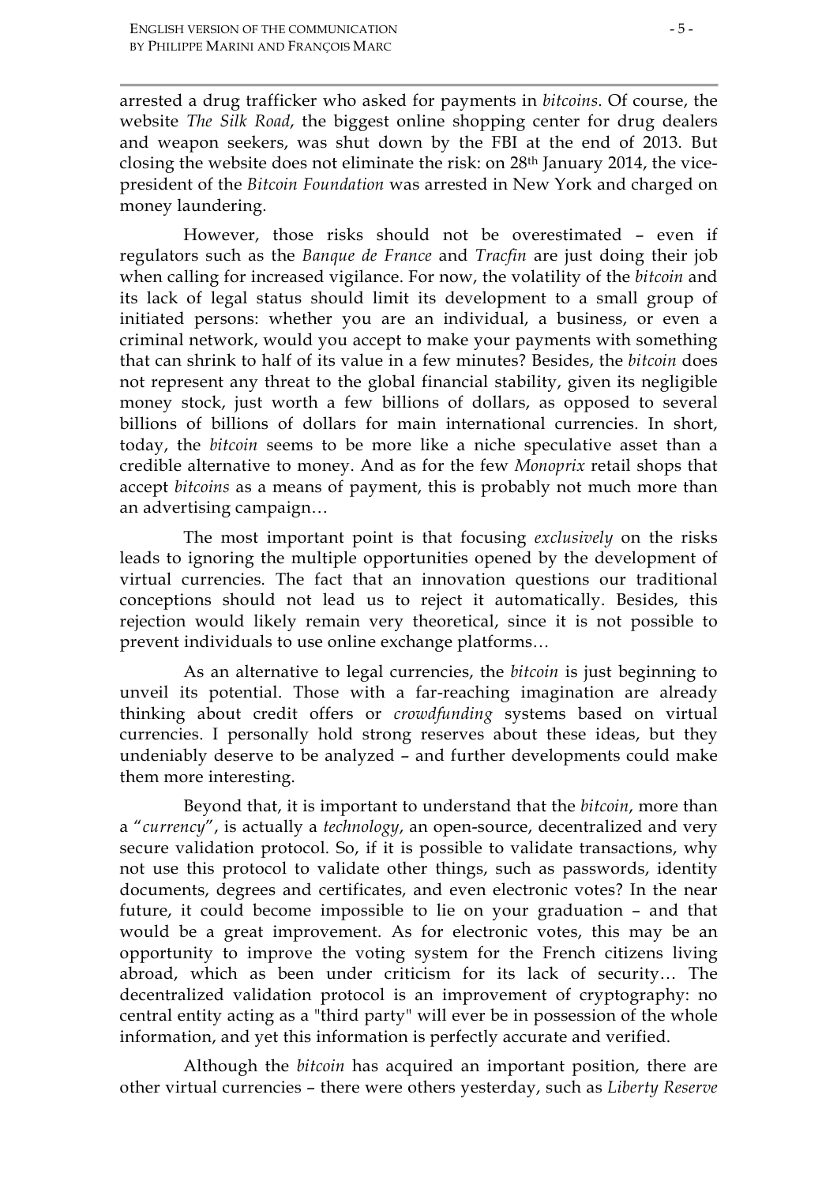arrested a drug trafficker who asked for payments in *bitcoins*. Of course, the website *The Silk Road*, the biggest online shopping center for drug dealers and weapon seekers, was shut down by the FBI at the end of 2013. But closing the website does not eliminate the risk: on 28th January 2014, the vice-president of the *Bitcoin Foundation* was arrested in New York and charged on money laundering.

However, those risks should not be overestimated – even if regulators such as the *Banque de France* and *Tracfin* are just doing their job when calling for increased vigilance. For now, the volatility of the *bitcoin* and its lack of legal status should limit its development to a small group of initiated persons: whether you are an individual, a business, or even a criminal network, would you accept to make your payments with something that can shrink to half of its value in a few minutes? Besides, the *bitcoin* does not represent any threat to the global financial stability, given its negligible money stock, just worth a few billions of dollars, as opposed to several billions of billions of dollars for main international currencies. In short, today, the *bitcoin* seems to be more like a niche speculative asset than a credible alternative to money. And as for the few *Monoprix* retail shops that accept *bitcoins* as a means of payment, this is probably not much more than an advertising campaign…

The most important point is that focusing *exclusively* on the risks leads to ignoring the multiple opportunities opened by the development of virtual currencies. The fact that an innovation questions our traditional conceptions should not lead us to reject it automatically. Besides, this rejection would likely remain very theoretical, since it is not possible to prevent individuals to use online exchange platforms…

As an alternative to legal currencies, the *bitcoin* is just beginning to unveil its potential. Those with a far-reaching imagination are already thinking about credit offers or *crowdfunding* systems based on virtual currencies. I personally hold strong reserves about these ideas, but they undeniably deserve to be analyzed – and further developments could make them more interesting.

Beyond that, it is important to understand that the *bitcoin*, more than a "*currency*", is actually a *technology*, an open-source, decentralized and very secure validation protocol. So, if it is possible to validate transactions, why not use this protocol to validate other things, such as passwords, identity documents, degrees and certificates, and even electronic votes? In the near future, it could become impossible to lie on your graduation – and that would be a great improvement. As for electronic votes, this may be an opportunity to improve the voting system for the French citizens living abroad, which as been under criticism for its lack of security… The decentralized validation protocol is an improvement of cryptography: no central entity acting as a "third party" will ever be in possession of the whole information, and yet this information is perfectly accurate and verified.

Although the *bitcoin* has acquired an important position, there are other virtual currencies – there were others yesterday, such as *Liberty Reserve*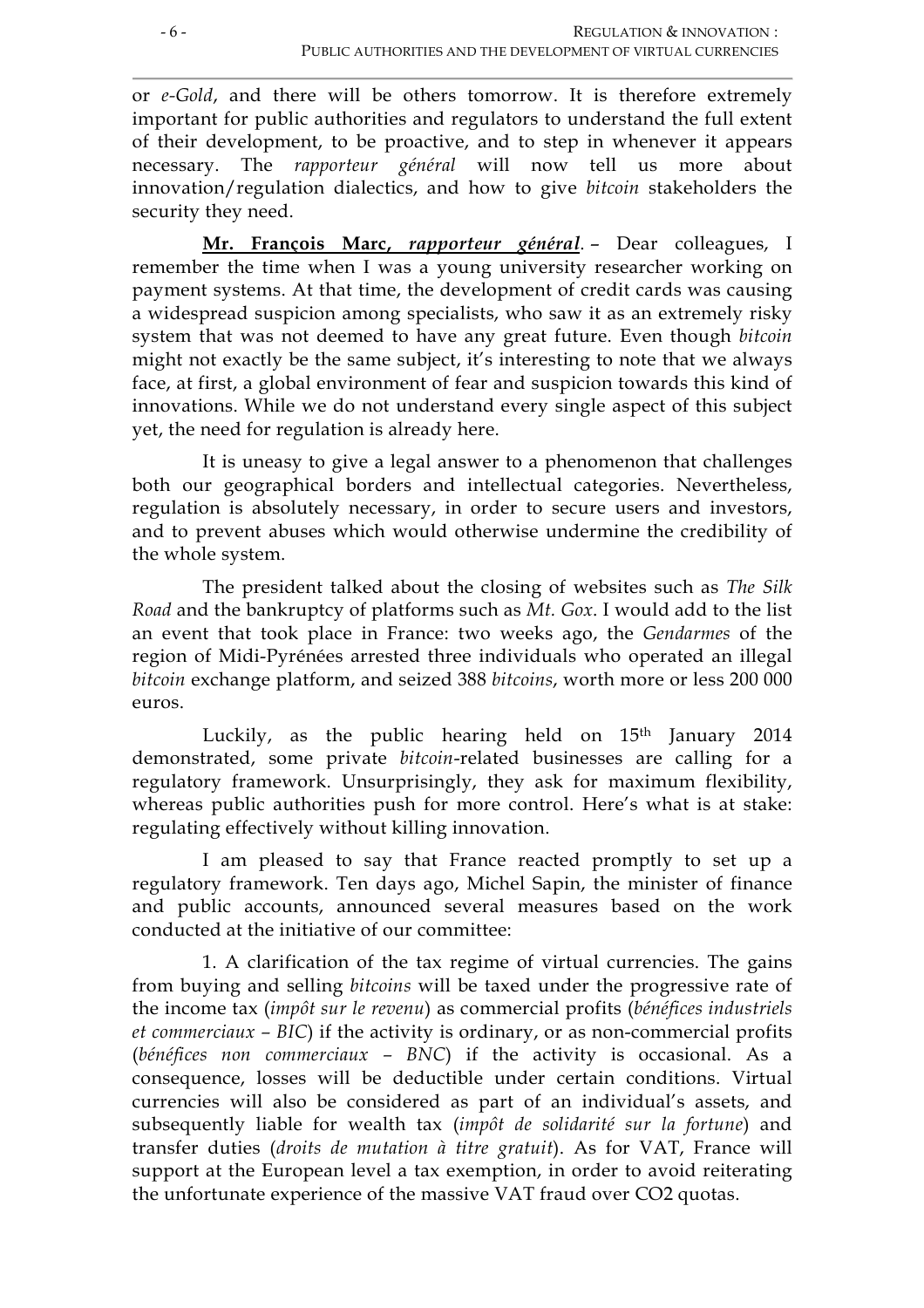or *e-Gold*, and there will be others tomorrow. It is therefore extremely important for public authorities and regulators to understand the full extent of their development, to be proactive, and to step in whenever it appears necessary. The *rapporteur général* will now tell us more about innovation/regulation dialectics, and how to give *bitcoin* stakeholders the security they need.

**Mr. François Marc, *rapporteur général*.** – Dear colleagues, I remember the time when I was a young university researcher working on payment systems. At that time, the development of credit cards was causing a widespread suspicion among specialists, who saw it as an extremely risky system that was not deemed to have any great future. Even though *bitcoin* might not exactly be the same subject, it's interesting to note that we always face, at first, a global environment of fear and suspicion towards this kind of innovations. While we do not understand every single aspect of this subject yet, the need for regulation is already here.

It is uneasy to give a legal answer to a phenomenon that challenges both our geographical borders and intellectual categories. Nevertheless, regulation is absolutely necessary, in order to secure users and investors, and to prevent abuses which would otherwise undermine the credibility of the whole system.

The president talked about the closing of websites such as *The Silk Road* and the bankruptcy of platforms such as *Mt. Gox*. I would add to the list an event that took place in France: two weeks ago, the *Gendarmes* of the region of Midi-Pyrénées arrested three individuals who operated an illegal *bitcoin* exchange platform, and seized 388 *bitcoins*, worth more or less 200 000 euros.

Luckily, as the public hearing held on 15th January 2014 demonstrated, some private *bitcoin*-related businesses are calling for a regulatory framework. Unsurprisingly, they ask for maximum flexibility, whereas public authorities push for more control. Here's what is at stake: regulating effectively without killing innovation.

I am pleased to say that France reacted promptly to set up a regulatory framework. Ten days ago, Michel Sapin, the minister of finance and public accounts, announced several measures based on the work conducted at the initiative of our committee:

1. A clarification of the tax regime of virtual currencies. The gains from buying and selling *bitcoins* will be taxed under the progressive rate of the income tax (*impôt sur le revenu*) as commercial profits (*bénéfices industriels et commerciaux – BIC*) if the activity is ordinary, or as non-commercial profits (*bénéfices non commerciaux – BNC*) if the activity is occasional. As a consequence, losses will be deductible under certain conditions. Virtual currencies will also be considered as part of an individual's assets, and subsequently liable for wealth tax (*impôt de solidarité sur la fortune*) and transfer duties (*droits de mutation à titre gratuit*). As for VAT, France will support at the European level a tax exemption, in order to avoid reiterating the unfortunate experience of the massive VAT fraud over $CO_2$ quotas.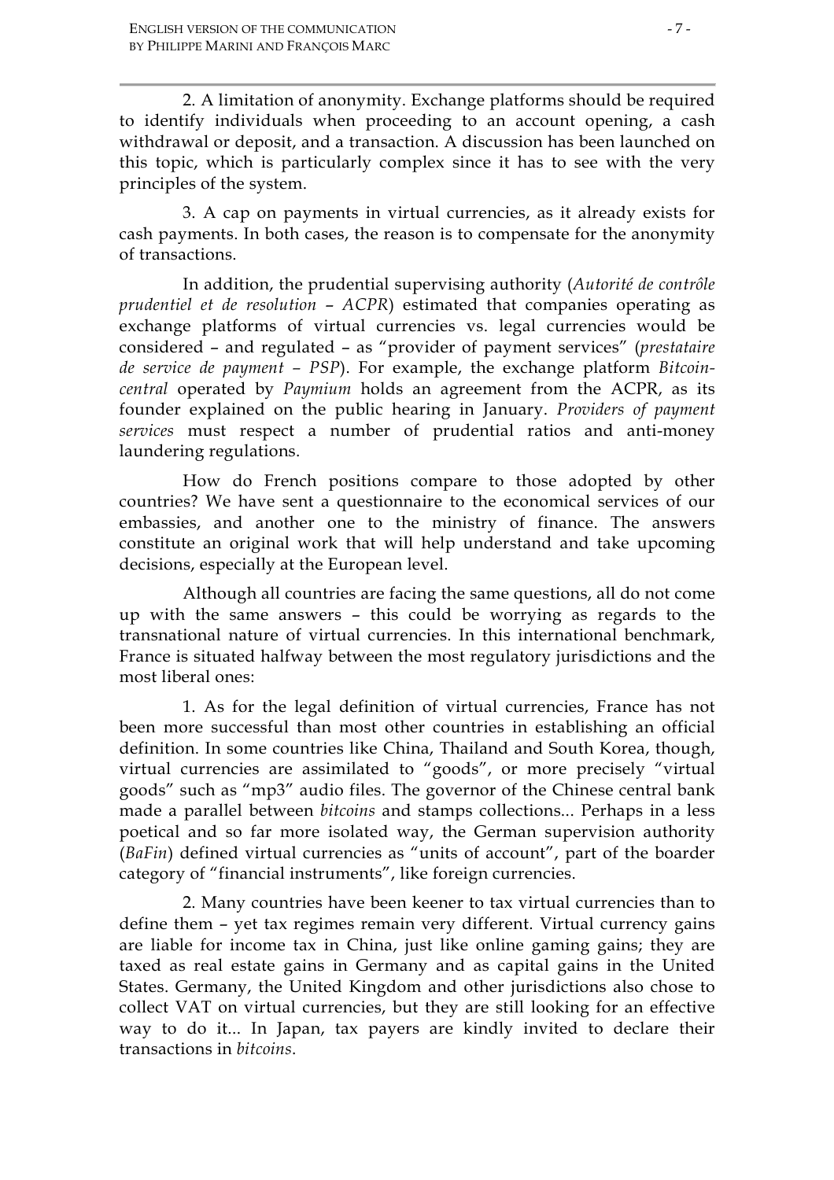2. A limitation of anonymity. Exchange platforms should be required to identify individuals when proceeding to an account opening, a cash withdrawal or deposit, and a transaction. A discussion has been launched on this topic, which is particularly complex since it has to see with the very principles of the system.

3. A cap on payments in virtual currencies, as it already exists for cash payments. In both cases, the reason is to compensate for the anonymity of transactions.

In addition, the prudential supervising authority (*Autorité de contrôle prudentiel et de resolution – ACPR*) estimated that companies operating as exchange platforms of virtual currencies vs. legal currencies would be considered – and regulated – as "provider of payment services" (*prestataire de service de payment – PSP*). For example, the exchange platform *Bitcoin-central* operated by *Paymium* holds an agreement from the ACPR, as its founder explained on the public hearing in January. *Providers of payment services* must respect a number of prudential ratios and anti-money laundering regulations.

How do French positions compare to those adopted by other countries? We have sent a questionnaire to the economical services of our embassies, and another one to the ministry of finance. The answers constitute an original work that will help understand and take upcoming decisions, especially at the European level.

Although all countries are facing the same questions, all do not come up with the same answers – this could be worrying as regards to the transnational nature of virtual currencies. In this international benchmark, France is situated halfway between the most regulatory jurisdictions and the most liberal ones:

1. As for the legal definition of virtual currencies, France has not been more successful than most other countries in establishing an official definition. In some countries like China, Thailand and South Korea, though, virtual currencies are assimilated to "goods", or more precisely "virtual goods" such as "mp3" audio files. The governor of the Chinese central bank made a parallel between *bitcoins* and stamps collections... Perhaps in a less poetical and so far more isolated way, the German supervision authority (*BaFin*) defined virtual currencies as "units of account", part of the boarder category of "financial instruments", like foreign currencies.

2. Many countries have been keener to tax virtual currencies than to define them – yet tax regimes remain very different. Virtual currency gains are liable for income tax in China, just like online gaming gains; they are taxed as real estate gains in Germany and as capital gains in the United States. Germany, the United Kingdom and other jurisdictions also chose to collect VAT on virtual currencies, but they are still looking for an effective way to do it... In Japan, tax payers are kindly invited to declare their transactions in *bitcoins*.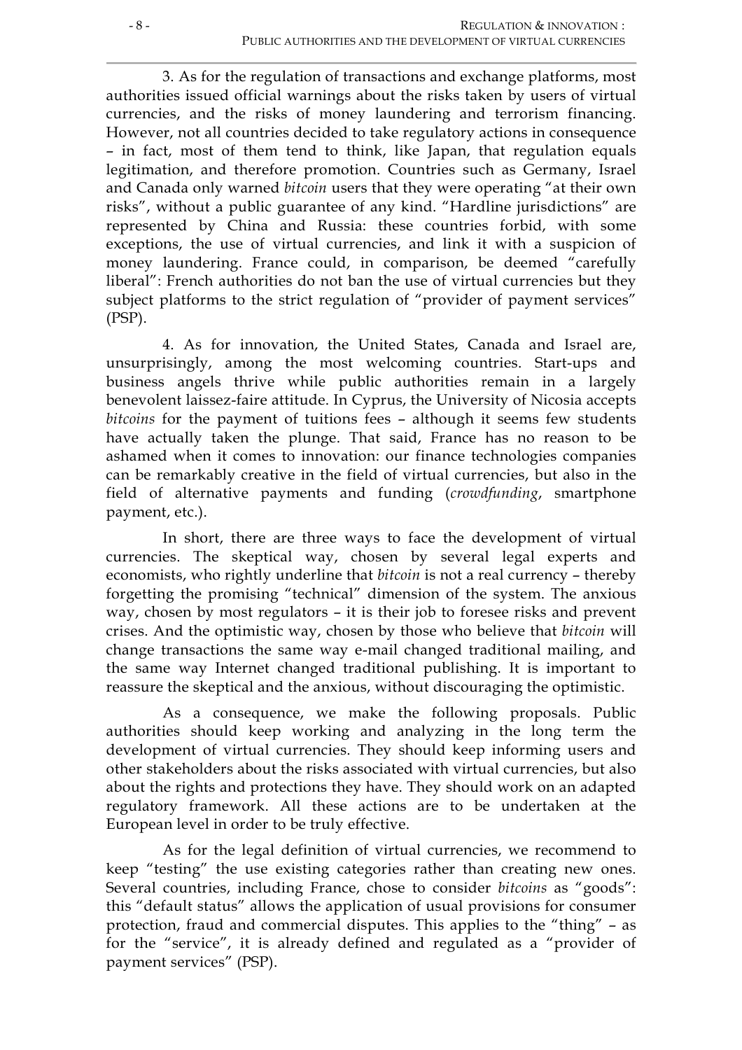3. As for the regulation of transactions and exchange platforms, most authorities issued official warnings about the risks taken by users of virtual currencies, and the risks of money laundering and terrorism financing. However, not all countries decided to take regulatory actions in consequence – in fact, most of them tend to think, like Japan, that regulation equals legitimation, and therefore promotion. Countries such as Germany, Israel and Canada only warned *bitcoin* users that they were operating "at their own risks", without a public guarantee of any kind. "Hardline jurisdictions" are represented by China and Russia: these countries forbid, with some exceptions, the use of virtual currencies, and link it with a suspicion of money laundering. France could, in comparison, be deemed "carefully liberal": French authorities do not ban the use of virtual currencies but they subject platforms to the strict regulation of "provider of payment services" (PSP).

4. As for innovation, the United States, Canada and Israel are, unsurprisingly, among the most welcoming countries. Start-ups and business angels thrive while public authorities remain in a largely benevolent laissez-faire attitude. In Cyprus, the University of Nicosia accepts *bitcoins* for the payment of tuitions fees – although it seems few students have actually taken the plunge. That said, France has no reason to be ashamed when it comes to innovation: our finance technologies companies can be remarkably creative in the field of virtual currencies, but also in the field of alternative payments and funding (*crowdfunding*, smartphone payment, etc.).

In short, there are three ways to face the development of virtual currencies. The skeptical way, chosen by several legal experts and economists, who rightly underline that *bitcoin* is not a real currency – thereby forgetting the promising "technical" dimension of the system. The anxious way, chosen by most regulators – it is their job to foresee risks and prevent crises. And the optimistic way, chosen by those who believe that *bitcoin* will change transactions the same way e-mail changed traditional mailing, and the same way Internet changed traditional publishing. It is important to reassure the skeptical and the anxious, without discouraging the optimistic.

As a consequence, we make the following proposals. Public authorities should keep working and analyzing in the long term the development of virtual currencies. They should keep informing users and other stakeholders about the risks associated with virtual currencies, but also about the rights and protections they have. They should work on an adapted regulatory framework. All these actions are to be undertaken at the European level in order to be truly effective.

As for the legal definition of virtual currencies, we recommend to keep "testing" the use existing categories rather than creating new ones. Several countries, including France, chose to consider *bitcoins* as "goods": this "default status" allows the application of usual provisions for consumer protection, fraud and commercial disputes. This applies to the "thing" – as for the "service", it is already defined and regulated as a "provider of payment services" (PSP).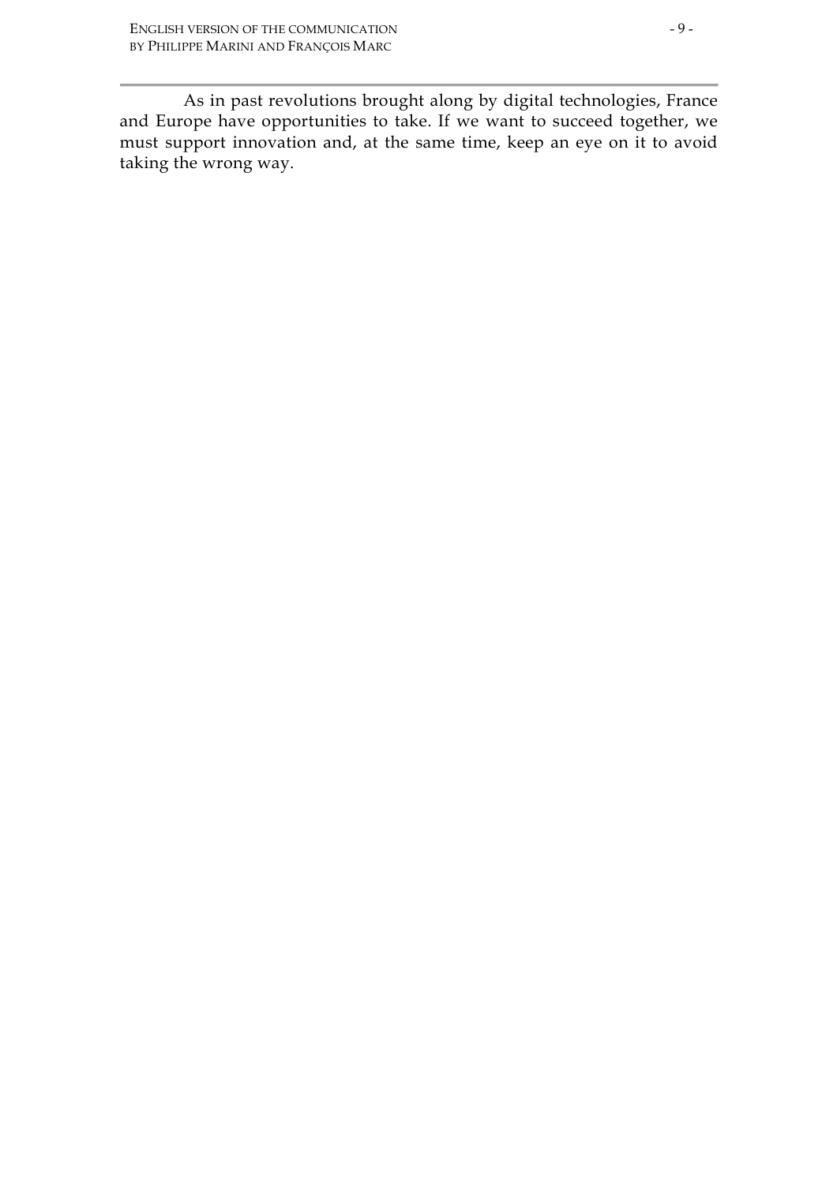As in past revolutions brought along by digital technologies, France and Europe have opportunities to take. If we want to succeed together, we must support innovation and, at the same time, keep an eye on it to avoid taking the wrong way.